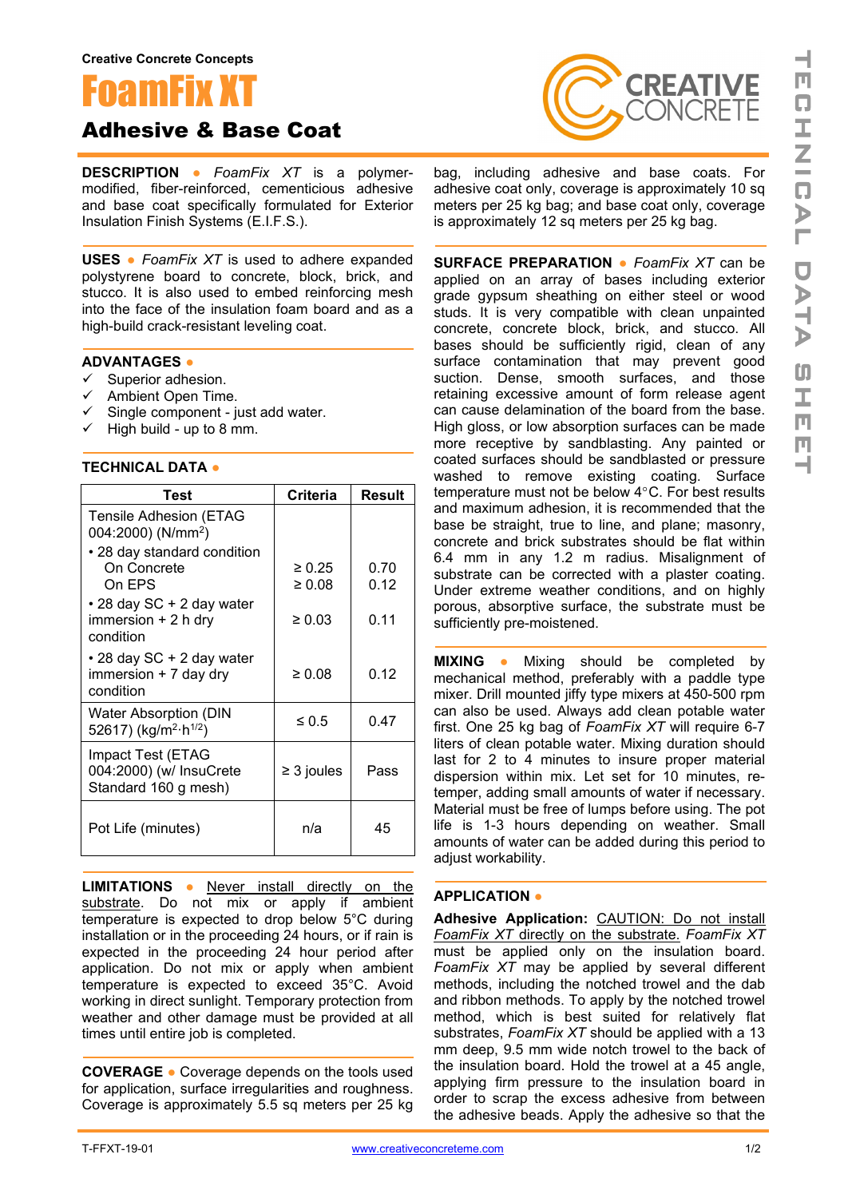Creative Concrete Concepts

# FoamFix XT

## Adhesive & Base Coat

**DESCRIPTION** ● *FoamFix XT* is a polymer-modified, fiber-reinforced, cementicious adhesive and base coat specifically formulated for Exterior Insulation Finish Systems (E.I.F.S.).

**USES** ● *FoamFix XT* is used to adhere expanded polystyrene board to concrete, block, brick, and stucco. It is also used to embed reinforcing mesh into the face of the insulation foam board and as a high-build crack-resistant leveling coat.

**ADVANTAGES** ●

- ✓ Superior adhesion.
- ✓ Ambient Open Time.
- ✓ Single component - just add water.
- ✓ High build - up to 8 mm.

**TECHNICAL DATA** ●

| Test | Criteria | Result |
|---|---|---|
| Tensile Adhesion (ETAG 004:2000) (N/mm$^2$) | | |
| • 28 day standard condition On Concrete | ≥ 0.25 | 0.70 |
| On EPS | ≥ 0.08 | 0.12 |
| • 28 day SC + 2 day water immersion + 2 h dry condition | ≥ 0.03 | 0.11 |
| • 28 day SC + 2 day water immersion + 7 day dry condition | ≥ 0.08 | 0.12 |
| Water Absorption (DIN 52617) (kg/m$^2$·h$^{1/2}$) | ≤ 0.5 | 0.47 |
| Impact Test (ETAG 004:2000) (w/ InsuCrete Standard 160 g mesh) | ≥ 3 joules | Pass |
| Pot Life (minutes) | n/a | 45 |

**LIMITATIONS** ● Never install directly on the substrate. Do not mix or apply if ambient temperature is expected to drop below 5°C during installation or in the proceeding 24 hours, or if rain is expected in the proceeding 24 hour period after application. Do not mix or apply when ambient temperature is expected to exceed 35°C. Avoid working in direct sunlight. Temporary protection from weather and other damage must be provided at all times until entire job is completed.

**COVERAGE** ● Coverage depends on the tools used for application, surface irregularities and roughness. Coverage is approximately 5.5 sq meters per 25 kg bag, including adhesive and base coats. For adhesive coat only, coverage is approximately 10 sq meters per 25 kg bag; and base coat only, coverage is approximately 12 sq meters per 25 kg bag.

**SURFACE PREPARATION** ● *FoamFix XT* can be applied on an array of bases including exterior grade gypsum sheathing on either steel or wood studs. It is very compatible with clean unpainted concrete, concrete block, brick, and stucco. All bases should be sufficiently rigid, clean of any surface contamination that may prevent good suction. Dense, smooth surfaces, and those retaining excessive amount of form release agent can cause delamination of the board from the base. High gloss, or low absorption surfaces can be made more receptive by sandblasting. Any painted or coated surfaces should be sandblasted or pressure washed to remove existing coating. Surface temperature must not be below 4°C. For best results and maximum adhesion, it is recommended that the base be straight, true to line, and plane; masonry, concrete and brick substrates should be flat within 6.4 mm in any 1.2 m radius. Misalignment of substrate can be corrected with a plaster coating. Under extreme weather conditions, and on highly porous, absorptive surface, the substrate must be sufficiently pre-moistened.

**MIXING** ● Mixing should be completed by mechanical method, preferably with a paddle type mixer. Drill mounted jiffy type mixers at 450-500 rpm can also be used. Always add clean potable water first. One 25 kg bag of *FoamFix XT* will require 6-7 liters of clean potable water. Mixing duration should last for 2 to 4 minutes to insure proper material dispersion within mix. Let set for 10 minutes, re-temper, adding small amounts of water if necessary. Material must be free of lumps before using. The pot life is 1-3 hours depending on weather. Small amounts of water can be added during this period to adjust workability.

**APPLICATION** ●

**Adhesive Application:** CAUTION: Do not install *FoamFix XT* directly on the substrate. *FoamFix XT* must be applied only on the insulation board. *FoamFix XT* may be applied by several different methods, including the notched trowel and the dab and ribbon methods. To apply by the notched trowel method, which is best suited for relatively flat substrates, *FoamFix XT* should be applied with a 13 mm deep, 9.5 mm wide notch trowel to the back of the insulation board. Hold the trowel at a 45 angle, applying firm pressure to the insulation board in order to scrap the excess adhesive from between the adhesive beads. Apply the adhesive so that the

T-FFXT-19-01

www.creativeconcreteme.com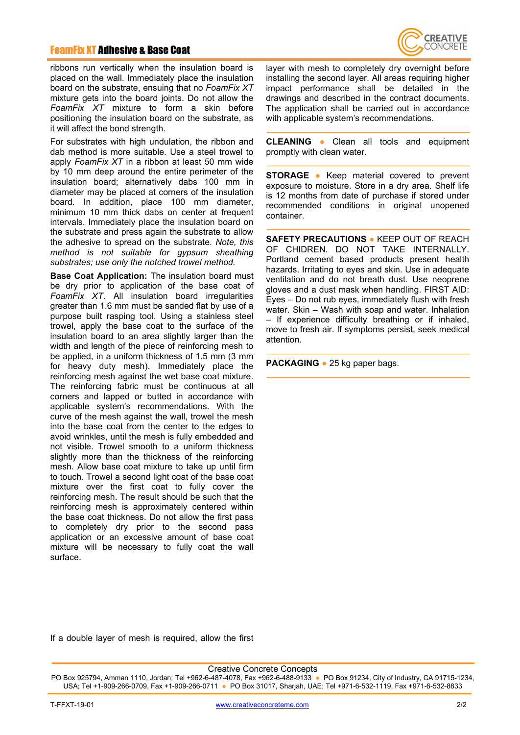ribbons run vertically when the insulation board is placed on the wall. Immediately place the insulation board on the substrate, ensuring that no *FoamFix XT* mixture gets into the board joints. Do not allow the *FoamFix XT* mixture to form a skin before positioning the insulation board on the substrate, as it will affect the bond strength.

For substrates with high undulation, the ribbon and dab method is more suitable. Use a steel trowel to apply *FoamFix XT* in a ribbon at least 50 mm wide by 10 mm deep around the entire perimeter of the insulation board; alternatively dabs 100 mm in diameter may be placed at corners of the insulation board. In addition, place 100 mm diameter, minimum 10 mm thick dabs on center at frequent intervals. Immediately place the insulation board on the substrate and press again the substrate to allow the adhesive to spread on the substrate. *Note, this method is not suitable for gypsum sheathing substrates; use only the notched trowel method.*

**Base Coat Application:** The insulation board must be dry prior to application of the base coat of *FoamFix XT*. All insulation board irregularities greater than 1.6 mm must be sanded flat by use of a purpose built rasping tool. Using a stainless steel trowel, apply the base coat to the surface of the insulation board to an area slightly larger than the width and length of the piece of reinforcing mesh to be applied, in a uniform thickness of 1.5 mm (3 mm for heavy duty mesh). Immediately place the reinforcing mesh against the wet base coat mixture. The reinforcing fabric must be continuous at all corners and lapped or butted in accordance with applicable system's recommendations. With the curve of the mesh against the wall, trowel the mesh into the base coat from the center to the edges to avoid wrinkles, until the mesh is fully embedded and not visible. Trowel smooth to a uniform thickness slightly more than the thickness of the reinforcing mesh. Allow base coat mixture to take up until firm to touch. Trowel a second light coat of the base coat mixture over the first coat to fully cover the reinforcing mesh. The result should be such that the reinforcing mesh is approximately centered within the base coat thickness. Do not allow the first pass to completely dry prior to the second pass application or an excessive amount of base coat mixture will be necessary to fully coat the wall surface.

If a double layer of mesh is required, allow the first layer with mesh to completely dry overnight before installing the second layer. All areas requiring higher impact performance shall be detailed in the drawings and described in the contract documents. The application shall be carried out in accordance with applicable system's recommendations.

**CLEANING** ● Clean all tools and equipment promptly with clean water.

**STORAGE** ● Keep material covered to prevent exposure to moisture. Store in a dry area. Shelf life is 12 months from date of purchase if stored under recommended conditions in original unopened container.

**SAFETY PRECAUTIONS** ● KEEP OUT OF REACH OF CHIDREN. DO NOT TAKE INTERNALLY. Portland cement based products present health hazards. Irritating to eyes and skin. Use in adequate ventilation and do not breath dust. Use neoprene gloves and a dust mask when handling. FIRST AID: Eyes – Do not rub eyes, immediately flush with fresh water. Skin – Wash with soap and water. Inhalation – If experience difficulty breathing or if inhaled, move to fresh air. If symptoms persist, seek medical attention.

**PACKAGING** ● 25 kg paper bags.